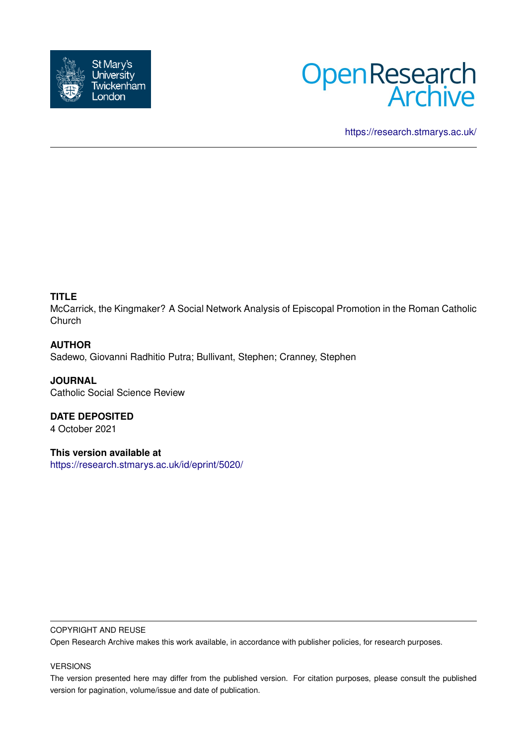St Mary's University Twickenham London

Open Research Archive

https://research.stmarys.ac.uk/

**TITLE**

McCarrick, the Kingmaker? A Social Network Analysis of Episcopal Promotion in the Roman Catholic Church

**AUTHOR**

Sadewo, Giovanni Radhitio Putra; Bullivant, Stephen; Cranney, Stephen

**JOURNAL**

Catholic Social Science Review

**DATE DEPOSITED**

4 October 2021

**This version available at**

https://research.stmarys.ac.uk/id/eprint/5020/

COPYRIGHT AND REUSE

Open Research Archive makes this work available, in accordance with publisher policies, for research purposes.

VERSIONS

The version presented here may differ from the published version. For citation purposes, please consult the published version for pagination, volume/issue and date of publication.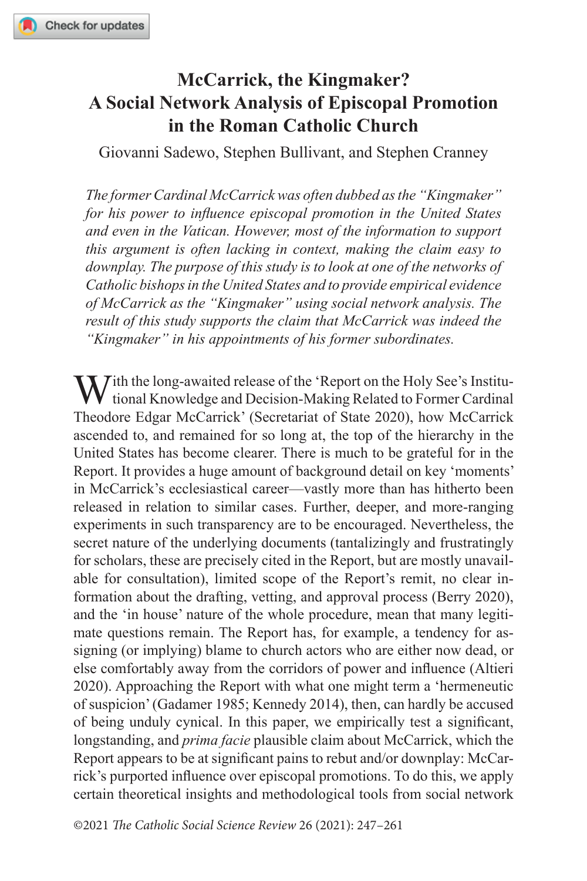# McCarrick, the Kingmaker? A Social Network Analysis of Episcopal Promotion in the Roman Catholic Church

Giovanni Sadewo, Stephen Bullivant, and Stephen Cranney

*The former Cardinal McCarrick was often dubbed as the "Kingmaker" for his power to influence episcopal promotion in the United States and even in the Vatican. However, most of the information to support this argument is often lacking in context, making the claim easy to downplay. The purpose of this study is to look at one of the networks of Catholic bishops in the United States and to provide empirical evidence of McCarrick as the "Kingmaker" using social network analysis. The result of this study supports the claim that McCarrick was indeed the "Kingmaker" in his appointments of his former subordinates.*

With the long-awaited release of the 'Report on the Holy See's Institutional Knowledge and Decision-Making Related to Former Cardinal Theodore Edgar McCarrick' (Secretariat of State 2020), how McCarrick ascended to, and remained for so long at, the top of the hierarchy in the United States has become clearer. There is much to be grateful for in the Report. It provides a huge amount of background detail on key 'moments' in McCarrick's ecclesiastical career—vastly more than has hitherto been released in relation to similar cases. Further, deeper, and more-ranging experiments in such transparency are to be encouraged. Nevertheless, the secret nature of the underlying documents (tantalizingly and frustratingly for scholars, these are precisely cited in the Report, but are mostly unavailable for consultation), limited scope of the Report's remit, no clear information about the drafting, vetting, and approval process (Berry 2020), and the 'in house' nature of the whole procedure, mean that many legitimate questions remain. The Report has, for example, a tendency for assigning (or implying) blame to church actors who are either now dead, or else comfortably away from the corridors of power and influence (Altieri 2020). Approaching the Report with what one might term a 'hermeneutic of suspicion' (Gadamer 1985; Kennedy 2014), then, can hardly be accused of being unduly cynical. In this paper, we empirically test a significant, longstanding, and *prima facie* plausible claim about McCarrick, which the Report appears to be at significant pains to rebut and/or downplay: McCarrick's purported influence over episcopal promotions. To do this, we apply certain theoretical insights and methodological tools from social network

©2021 *The Catholic Social Science Review* 26 (2021): 247–261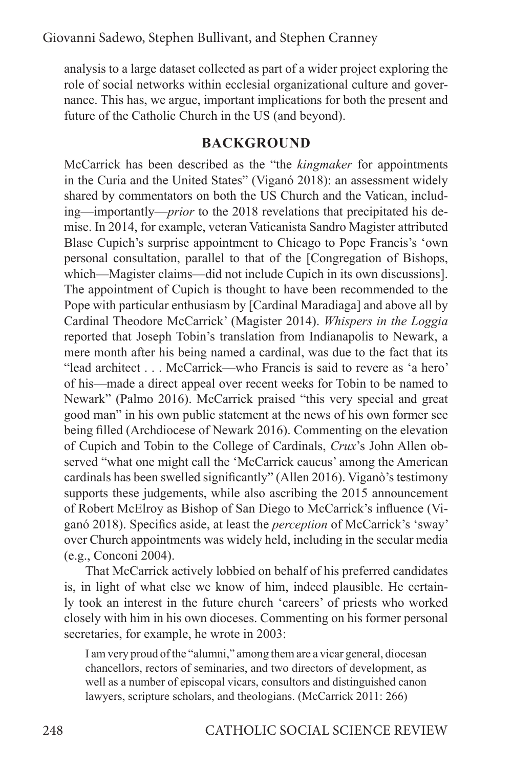analysis to a large dataset collected as part of a wider project exploring the role of social networks within ecclesial organizational culture and governance. This has, we argue, important implications for both the present and future of the Catholic Church in the US (and beyond).

## BACKGROUND

McCarrick has been described as the "the *kingmaker* for appointments in the Curia and the United States" (Viganó 2018): an assessment widely shared by commentators on both the US Church and the Vatican, including—importantly—*prior* to the 2018 revelations that precipitated his demise. In 2014, for example, veteran Vaticanista Sandro Magister attributed Blase Cupich's surprise appointment to Chicago to Pope Francis's 'own personal consultation, parallel to that of the [Congregation of Bishops, which—Magister claims—did not include Cupich in its own discussions]. The appointment of Cupich is thought to have been recommended to the Pope with particular enthusiasm by [Cardinal Maradiaga] and above all by Cardinal Theodore McCarrick' (Magister 2014). *Whispers in the Loggia* reported that Joseph Tobin's translation from Indianapolis to Newark, a mere month after his being named a cardinal, was due to the fact that its "lead architect . . . McCarrick—who Francis is said to revere as 'a hero' of his—made a direct appeal over recent weeks for Tobin to be named to Newark" (Palmo 2016). McCarrick praised "this very special and great good man" in his own public statement at the news of his own former see being filled (Archdiocese of Newark 2016). Commenting on the elevation of Cupich and Tobin to the College of Cardinals, *Crux*'s John Allen observed "what one might call the 'McCarrick caucus' among the American cardinals has been swelled significantly" (Allen 2016). Viganò's testimony supports these judgements, while also ascribing the 2015 announcement of Robert McElroy as Bishop of San Diego to McCarrick's influence (Viganó 2018). Specifics aside, at least the *perception* of McCarrick's 'sway' over Church appointments was widely held, including in the secular media (e.g., Conconi 2004).

That McCarrick actively lobbied on behalf of his preferred candidates is, in light of what else we know of him, indeed plausible. He certainly took an interest in the future church 'careers' of priests who worked closely with him in his own dioceses. Commenting on his former personal secretaries, for example, he wrote in 2003:

> I am very proud of the "alumni," among them are a vicar general, diocesan chancellors, rectors of seminaries, and two directors of development, as well as a number of episcopal vicars, consultors and distinguished canon lawyers, scripture scholars, and theologians. (McCarrick 2011: 266)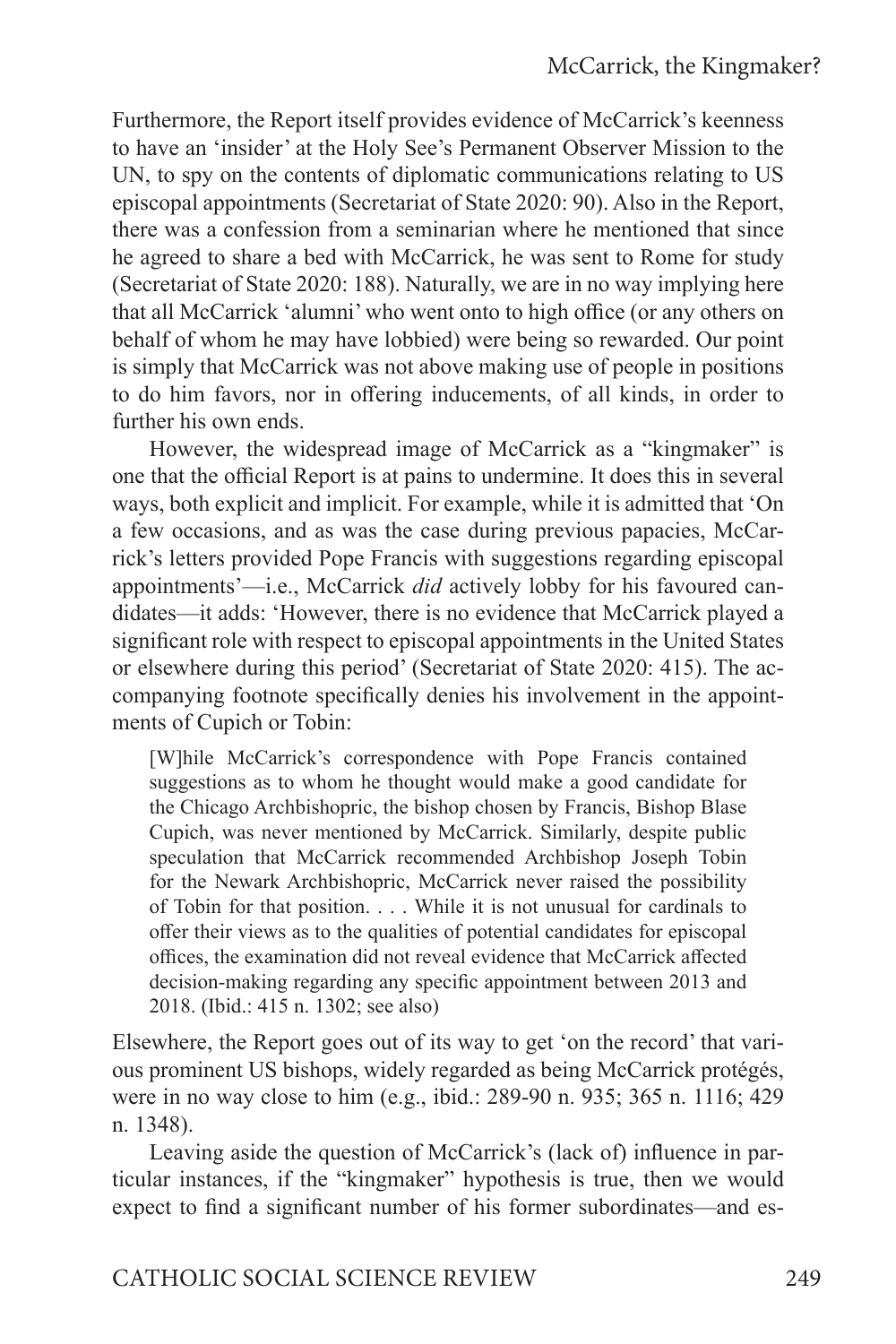Furthermore, the Report itself provides evidence of McCarrick's keenness to have an 'insider' at the Holy See's Permanent Observer Mission to the UN, to spy on the contents of diplomatic communications relating to US episcopal appointments (Secretariat of State 2020: 90). Also in the Report, there was a confession from a seminarian where he mentioned that since he agreed to share a bed with McCarrick, he was sent to Rome for study (Secretariat of State 2020: 188). Naturally, we are in no way implying here that all McCarrick 'alumni' who went onto to high office (or any others on behalf of whom he may have lobbied) were being so rewarded. Our point is simply that McCarrick was not above making use of people in positions to do him favors, nor in offering inducements, of all kinds, in order to further his own ends.

However, the widespread image of McCarrick as a "kingmaker" is one that the official Report is at pains to undermine. It does this in several ways, both explicit and implicit. For example, while it is admitted that 'On a few occasions, and as was the case during previous papacies, McCarrick's letters provided Pope Francis with suggestions regarding episcopal appointments'—i.e., McCarrick *did* actively lobby for his favoured candidates—it adds: 'However, there is no evidence that McCarrick played a significant role with respect to episcopal appointments in the United States or elsewhere during this period' (Secretariat of State 2020: 415). The accompanying footnote specifically denies his involvement in the appointments of Cupich or Tobin:

> [W]hile McCarrick's correspondence with Pope Francis contained suggestions as to whom he thought would make a good candidate for the Chicago Archbishopric, the bishop chosen by Francis, Bishop Blase Cupich, was never mentioned by McCarrick. Similarly, despite public speculation that McCarrick recommended Archbishop Joseph Tobin for the Newark Archbishopric, McCarrick never raised the possibility of Tobin for that position. . . . While it is not unusual for cardinals to offer their views as to the qualities of potential candidates for episcopal offices, the examination did not reveal evidence that McCarrick affected decision-making regarding any specific appointment between 2013 and 2018. (Ibid.: 415 n. 1302; see also)

Elsewhere, the Report goes out of its way to get 'on the record' that various prominent US bishops, widely regarded as being McCarrick protégés, were in no way close to him (e.g., ibid.: 289-90 n. 935; 365 n. 1116; 429 n. 1348).

Leaving aside the question of McCarrick's (lack of) influence in particular instances, if the "kingmaker" hypothesis is true, then we would expect to find a significant number of his former subordinates—and es-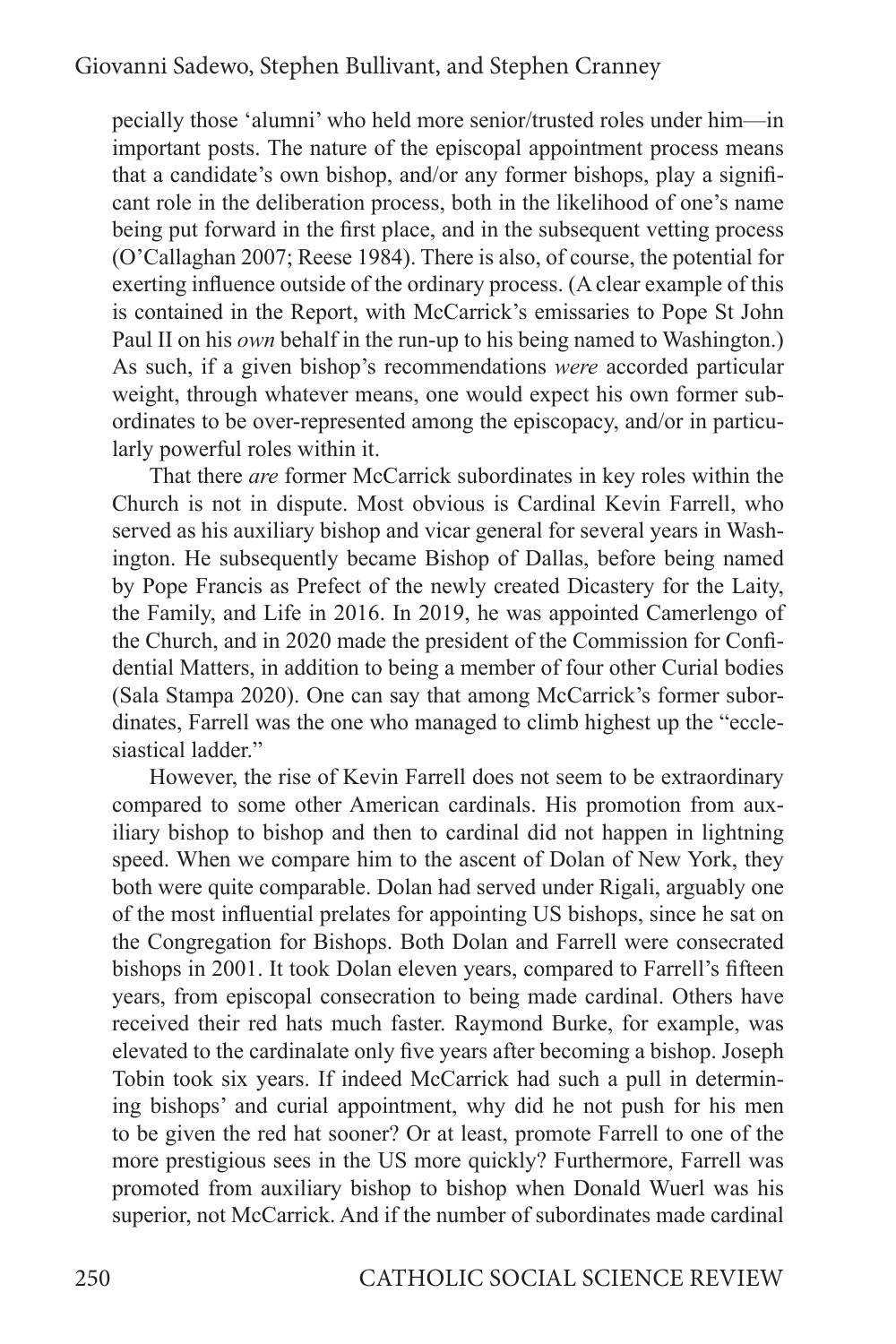pecially those 'alumni' who held more senior/trusted roles under him—in important posts. The nature of the episcopal appointment process means that a candidate's own bishop, and/or any former bishops, play a significant role in the deliberation process, both in the likelihood of one's name being put forward in the first place, and in the subsequent vetting process (O'Callaghan 2007; Reese 1984). There is also, of course, the potential for exerting influence outside of the ordinary process. (A clear example of this is contained in the Report, with McCarrick's emissaries to Pope St John Paul II on his *own* behalf in the run-up to his being named to Washington.) As such, if a given bishop's recommendations *were* accorded particular weight, through whatever means, one would expect his own former subordinates to be over-represented among the episcopacy, and/or in particularly powerful roles within it.

That there *are* former McCarrick subordinates in key roles within the Church is not in dispute. Most obvious is Cardinal Kevin Farrell, who served as his auxiliary bishop and vicar general for several years in Washington. He subsequently became Bishop of Dallas, before being named by Pope Francis as Prefect of the newly created Dicastery for the Laity, the Family, and Life in 2016. In 2019, he was appointed Camerlengo of the Church, and in 2020 made the president of the Commission for Confidential Matters, in addition to being a member of four other Curial bodies (Sala Stampa 2020). One can say that among McCarrick's former subordinates, Farrell was the one who managed to climb highest up the "ecclesiastical ladder."

However, the rise of Kevin Farrell does not seem to be extraordinary compared to some other American cardinals. His promotion from auxiliary bishop to bishop and then to cardinal did not happen in lightning speed. When we compare him to the ascent of Dolan of New York, they both were quite comparable. Dolan had served under Rigali, arguably one of the most influential prelates for appointing US bishops, since he sat on the Congregation for Bishops. Both Dolan and Farrell were consecrated bishops in 2001. It took Dolan eleven years, compared to Farrell's fifteen years, from episcopal consecration to being made cardinal. Others have received their red hats much faster. Raymond Burke, for example, was elevated to the cardinalate only five years after becoming a bishop. Joseph Tobin took six years. If indeed McCarrick had such a pull in determining bishops' and curial appointment, why did he not push for his men to be given the red hat sooner? Or at least, promote Farrell to one of the more prestigious sees in the US more quickly? Furthermore, Farrell was promoted from auxiliary bishop to bishop when Donald Wuerl was his superior, not McCarrick. And if the number of subordinates made cardinal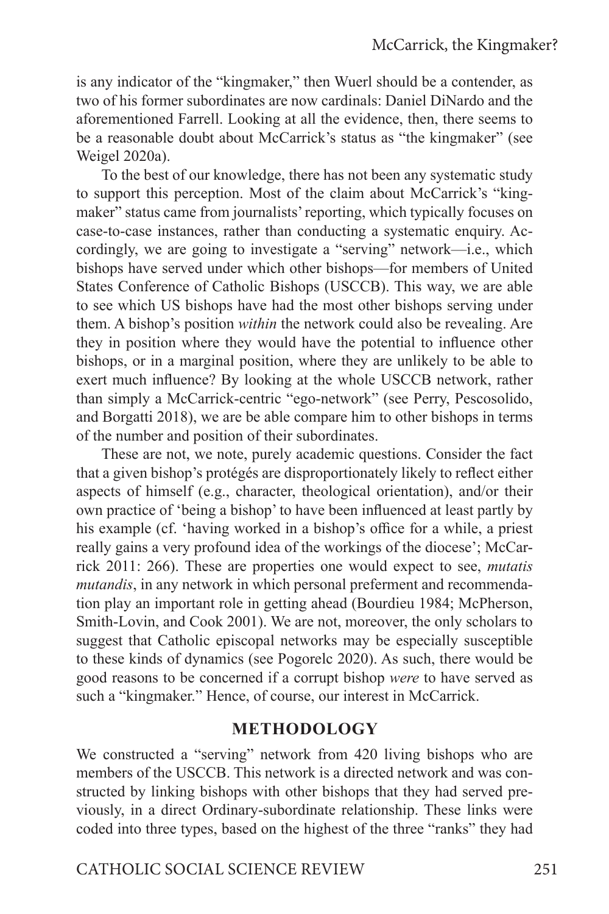is any indicator of the "kingmaker," then Wuerl should be a contender, as two of his former subordinates are now cardinals: Daniel DiNardo and the aforementioned Farrell. Looking at all the evidence, then, there seems to be a reasonable doubt about McCarrick's status as "the kingmaker" (see Weigel 2020a).

To the best of our knowledge, there has not been any systematic study to support this perception. Most of the claim about McCarrick's "kingmaker" status came from journalists' reporting, which typically focuses on case-to-case instances, rather than conducting a systematic enquiry. Accordingly, we are going to investigate a "serving" network—i.e., which bishops have served under which other bishops—for members of United States Conference of Catholic Bishops (USCCB). This way, we are able to see which US bishops have had the most other bishops serving under them. A bishop's position *within* the network could also be revealing. Are they in position where they would have the potential to influence other bishops, or in a marginal position, where they are unlikely to be able to exert much influence? By looking at the whole USCCB network, rather than simply a McCarrick-centric "ego-network" (see Perry, Pescosolido, and Borgatti 2018), we are be able compare him to other bishops in terms of the number and position of their subordinates.

These are not, we note, purely academic questions. Consider the fact that a given bishop's protégés are disproportionately likely to reflect either aspects of himself (e.g., character, theological orientation), and/or their own practice of 'being a bishop' to have been influenced at least partly by his example (cf. 'having worked in a bishop's office for a while, a priest really gains a very profound idea of the workings of the diocese'; McCarrick 2011: 266). These are properties one would expect to see, *mutatis mutandis*, in any network in which personal preferment and recommendation play an important role in getting ahead (Bourdieu 1984; McPherson, Smith-Lovin, and Cook 2001). We are not, moreover, the only scholars to suggest that Catholic episcopal networks may be especially susceptible to these kinds of dynamics (see Pogorelc 2020). As such, there would be good reasons to be concerned if a corrupt bishop *were* to have served as such a "kingmaker." Hence, of course, our interest in McCarrick.

## METHODOLOGY

We constructed a "serving" network from 420 living bishops who are members of the USCCB. This network is a directed network and was constructed by linking bishops with other bishops that they had served previously, in a direct Ordinary-subordinate relationship. These links were coded into three types, based on the highest of the three "ranks" they had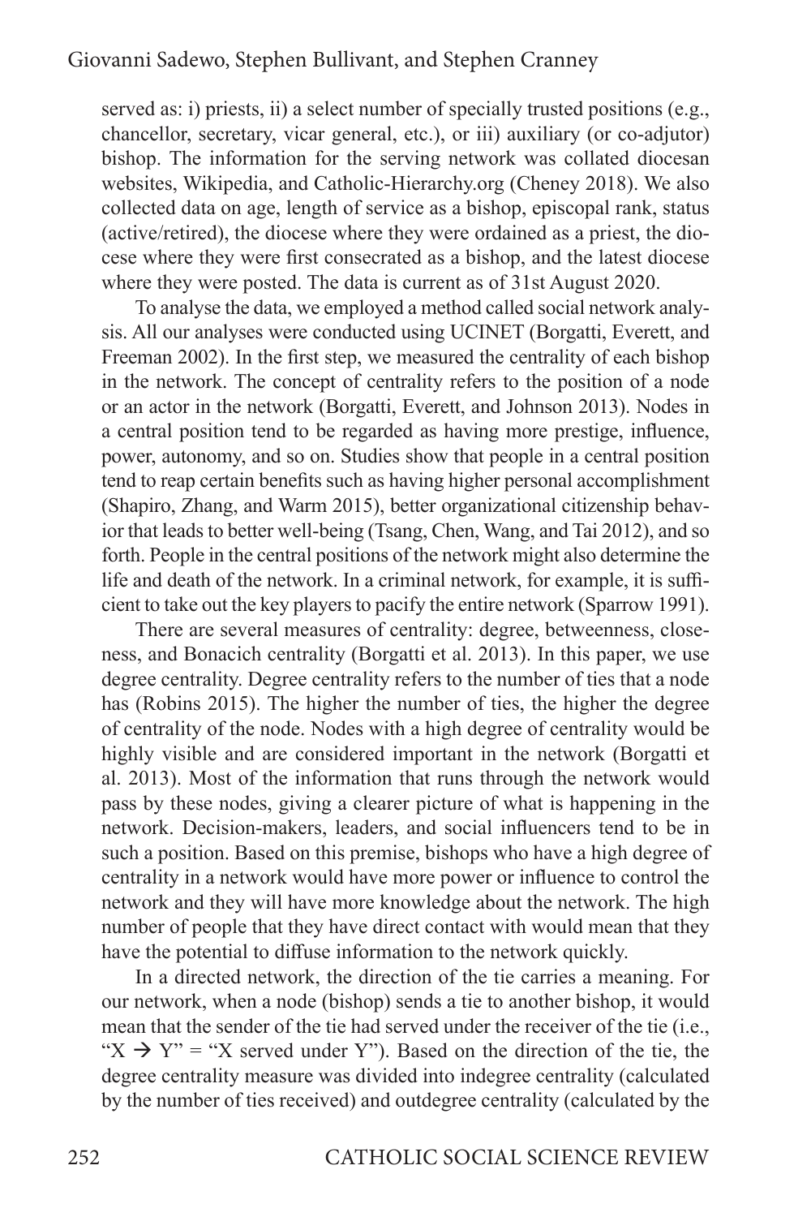served as: i) priests, ii) a select number of specially trusted positions (e.g., chancellor, secretary, vicar general, etc.), or iii) auxiliary (or co-adjutor) bishop. The information for the serving network was collated diocesan websites, Wikipedia, and Catholic-Hierarchy.org (Cheney 2018). We also collected data on age, length of service as a bishop, episcopal rank, status (active/retired), the diocese where they were ordained as a priest, the diocese where they were first consecrated as a bishop, and the latest diocese where they were posted. The data is current as of 31st August 2020.

To analyse the data, we employed a method called social network analysis. All our analyses were conducted using UCINET (Borgatti, Everett, and Freeman 2002). In the first step, we measured the centrality of each bishop in the network. The concept of centrality refers to the position of a node or an actor in the network (Borgatti, Everett, and Johnson 2013). Nodes in a central position tend to be regarded as having more prestige, influence, power, autonomy, and so on. Studies show that people in a central position tend to reap certain benefits such as having higher personal accomplishment (Shapiro, Zhang, and Warm 2015), better organizational citizenship behavior that leads to better well-being (Tsang, Chen, Wang, and Tai 2012), and so forth. People in the central positions of the network might also determine the life and death of the network. In a criminal network, for example, it is sufficient to take out the key players to pacify the entire network (Sparrow 1991).

There are several measures of centrality: degree, betweenness, closeness, and Bonacich centrality (Borgatti et al. 2013). In this paper, we use degree centrality. Degree centrality refers to the number of ties that a node has (Robins 2015). The higher the number of ties, the higher the degree of centrality of the node. Nodes with a high degree of centrality would be highly visible and are considered important in the network (Borgatti et al. 2013). Most of the information that runs through the network would pass by these nodes, giving a clearer picture of what is happening in the network. Decision-makers, leaders, and social influencers tend to be in such a position. Based on this premise, bishops who have a high degree of centrality in a network would have more power or influence to control the network and they will have more knowledge about the network. The high number of people that they have direct contact with would mean that they have the potential to diffuse information to the network quickly.

In a directed network, the direction of the tie carries a meaning. For our network, when a node (bishop) sends a tie to another bishop, it would mean that the sender of the tie had served under the receiver of the tie (i.e., "X → Y" = "X served under Y"). Based on the direction of the tie, the degree centrality measure was divided into indegree centrality (calculated by the number of ties received) and outdegree centrality (calculated by the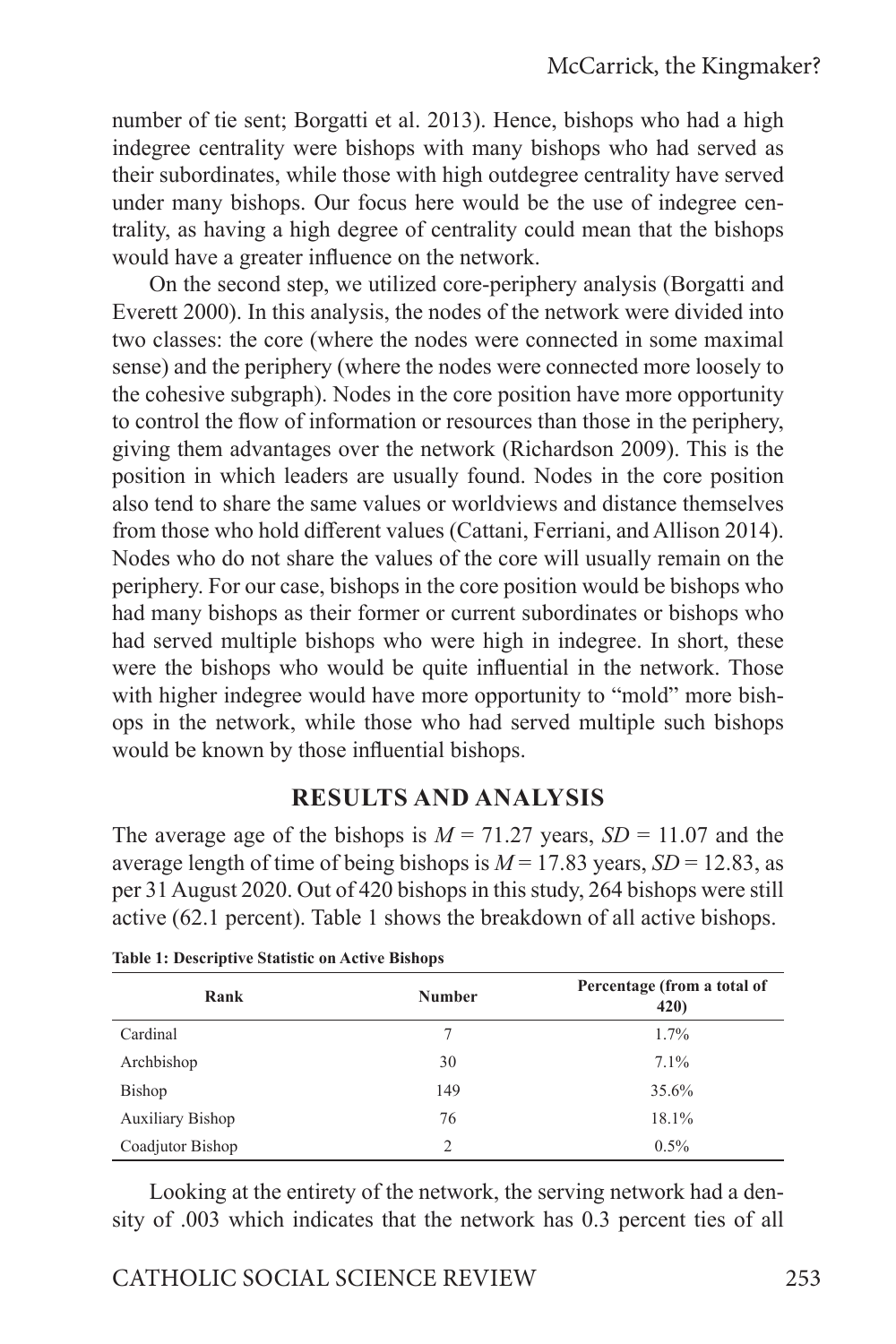number of tie sent; Borgatti et al. 2013). Hence, bishops who had a high indegree centrality were bishops with many bishops who had served as their subordinates, while those with high outdegree centrality have served under many bishops. Our focus here would be the use of indegree centrality, as having a high degree of centrality could mean that the bishops would have a greater influence on the network.

On the second step, we utilized core-periphery analysis (Borgatti and Everett 2000). In this analysis, the nodes of the network were divided into two classes: the core (where the nodes were connected in some maximal sense) and the periphery (where the nodes were connected more loosely to the cohesive subgraph). Nodes in the core position have more opportunity to control the flow of information or resources than those in the periphery, giving them advantages over the network (Richardson 2009). This is the position in which leaders are usually found. Nodes in the core position also tend to share the same values or worldviews and distance themselves from those who hold different values (Cattani, Ferriani, and Allison 2014). Nodes who do not share the values of the core will usually remain on the periphery. For our case, bishops in the core position would be bishops who had many bishops as their former or current subordinates or bishops who had served multiple bishops who were high in indegree. In short, these were the bishops who would be quite influential in the network. Those with higher indegree would have more opportunity to "mold" more bishops in the network, while those who had served multiple such bishops would be known by those influential bishops.

## RESULTS AND ANALYSIS

The average age of the bishops is $M = 71.27$ years, $SD = 11.07$ and the average length of time of being bishops is $M = 17.83$ years, $SD = 12.83$, as per 31 August 2020. Out of 420 bishops in this study, 264 bishops were still active (62.1 percent). Table 1 shows the breakdown of all active bishops.

**Table 1: Descriptive Statistic on Active Bishops**

| Rank | Number | Percentage (from a total of 420) |
|---|---|---|
| Cardinal | 7 | 1.7% |
| Archbishop | 30 | 7.1% |
| Bishop | 149 | 35.6% |
| Auxiliary Bishop | 76 | 18.1% |
| Coadjutor Bishop | 2 | 0.5% |

Looking at the entirety of the network, the serving network had a density of .003 which indicates that the network has 0.3 percent ties of all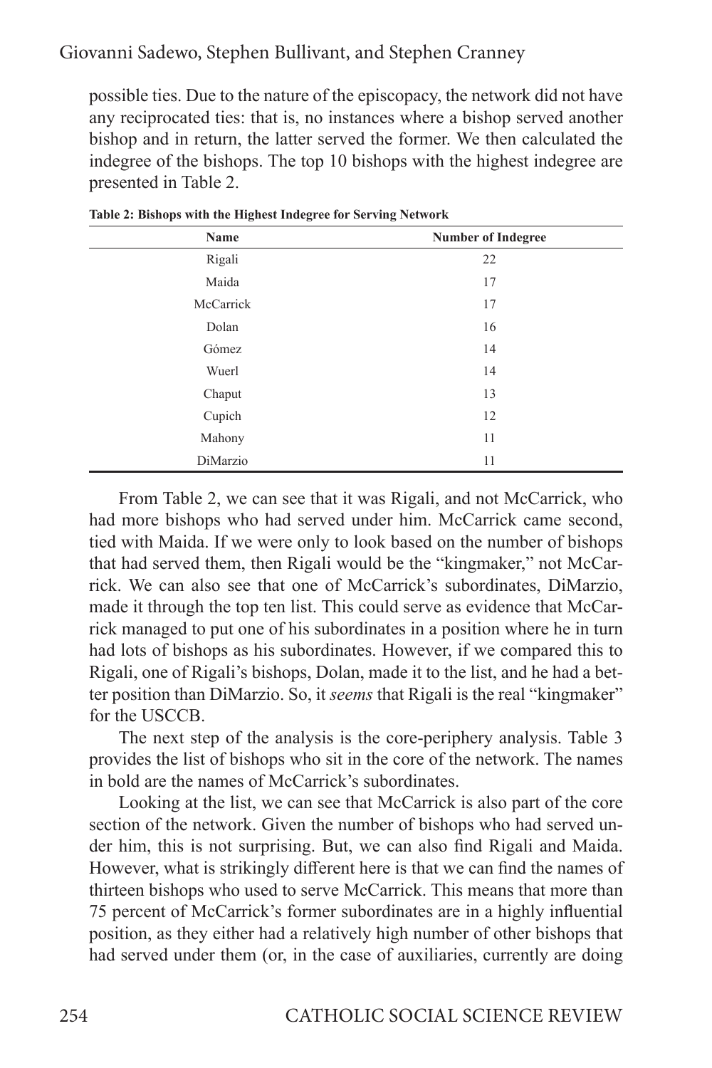possible ties. Due to the nature of the episcopacy, the network did not have any reciprocated ties: that is, no instances where a bishop served another bishop and in return, the latter served the former. We then calculated the indegree of the bishops. The top 10 bishops with the highest indegree are presented in Table 2.

**Table 2: Bishops with the Highest Indegree for Serving Network**

| Name | Number of Indegree |
|---|---|
| Rigali | 22 |
| Maida | 17 |
| McCarrick | 17 |
| Dolan | 16 |
| Gómez | 14 |
| Wuerl | 14 |
| Chaput | 13 |
| Cupich | 12 |
| Mahony | 11 |
| DiMarzio | 11 |

From Table 2, we can see that it was Rigali, and not McCarrick, who had more bishops who had served under him. McCarrick came second, tied with Maida. If we were only to look based on the number of bishops that had served them, then Rigali would be the "kingmaker," not McCarrick. We can also see that one of McCarrick's subordinates, DiMarzio, made it through the top ten list. This could serve as evidence that McCarrick managed to put one of his subordinates in a position where he in turn had lots of bishops as his subordinates. However, if we compared this to Rigali, one of Rigali's bishops, Dolan, made it to the list, and he had a better position than DiMarzio. So, it *seems* that Rigali is the real "kingmaker" for the USCCB.

The next step of the analysis is the core-periphery analysis. Table 3 provides the list of bishops who sit in the core of the network. The names in bold are the names of McCarrick's subordinates.

Looking at the list, we can see that McCarrick is also part of the core section of the network. Given the number of bishops who had served under him, this is not surprising. But, we can also find Rigali and Maida. However, what is strikingly different here is that we can find the names of thirteen bishops who used to serve McCarrick. This means that more than 75 percent of McCarrick's former subordinates are in a highly influential position, as they either had a relatively high number of other bishops that had served under them (or, in the case of auxiliaries, currently are doing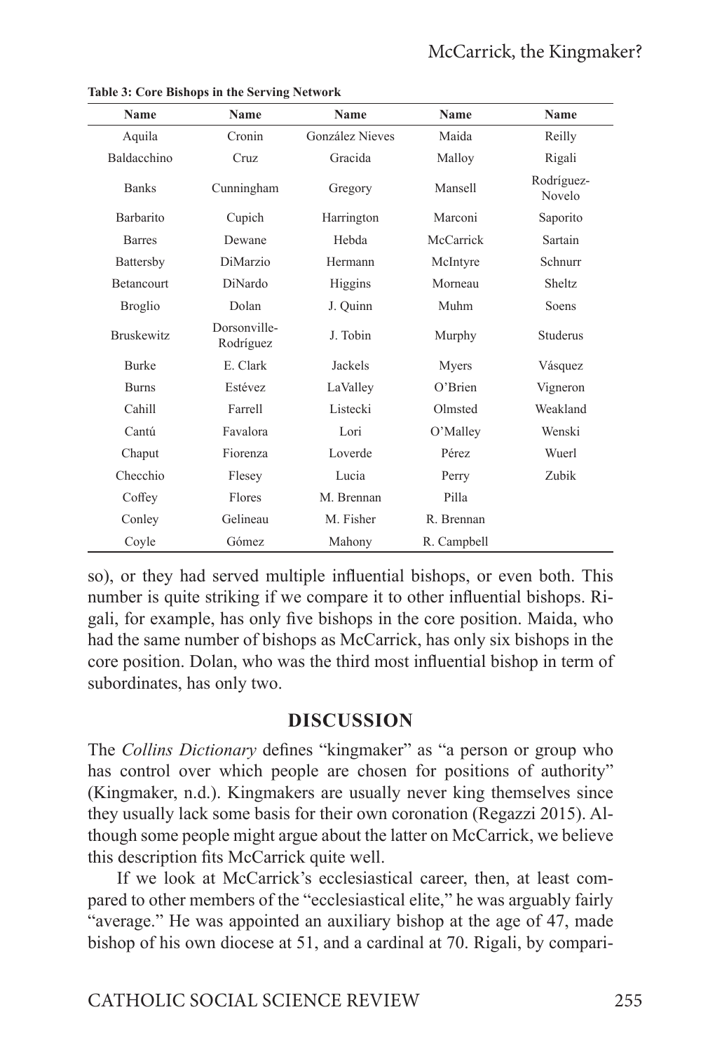**Table 3: Core Bishops in the Serving Network**

| Name | Name | Name | Name | Name |
|---|---|---|---|---|
| Aquila | Cronin | González Nieves | Maida | Reilly |
| Baldacchino | Cruz | Gracida | Malloy | Rigali |
| Banks | Cunningham | Gregory | Mansell | Rodríguez-Novelo |
| Barbarito | Cupich | Harrington | Marconi | Saporito |
| Barres | Dewane | Hebda | McCarrick | Sartain |
| Battersby | DiMarzio | Hermann | McIntyre | Schnurr |
| Betancourt | DiNardo | Higgins | Morneau | Sheltz |
| Broglio | Dolan | J. Quinn | Muhm | Soens |
| Bruskewitz | Dorsonville-Rodríguez | J. Tobin | Murphy | Studerus |
| Burke | E. Clark | Jackels | Myers | Vásquez |
| Burns | Estévez | LaValley | O'Brien | Vigneron |
| Cahill | Farrell | Listecki | Olmsted | Weakland |
| Cantú | Favalora | Lori | O'Malley | Wenski |
| Chaput | Fiorenza | Loverde | Pérez | Wuerl |
| Checchio | Flesey | Lucia | Perry | Zubik |
| Coffey | Flores | M. Brennan | Pilla | |
| Conley | Gelineau | M. Fisher | R. Brennan | |
| Coyle | Gómez | Mahony | R. Campbell | |

so), or they had served multiple influential bishops, or even both. This number is quite striking if we compare it to other influential bishops. Rigali, for example, has only five bishops in the core position. Maida, who had the same number of bishops as McCarrick, has only six bishops in the core position. Dolan, who was the third most influential bishop in term of subordinates, has only two.

## DISCUSSION

The *Collins Dictionary* defines "kingmaker" as "a person or group who has control over which people are chosen for positions of authority" (Kingmaker, n.d.). Kingmakers are usually never king themselves since they usually lack some basis for their own coronation (Regazzi 2015). Although some people might argue about the latter on McCarrick, we believe this description fits McCarrick quite well.

If we look at McCarrick's ecclesiastical career, then, at least compared to other members of the "ecclesiastical elite," he was arguably fairly "average." He was appointed an auxiliary bishop at the age of 47, made bishop of his own diocese at 51, and a cardinal at 70. Rigali, by compari-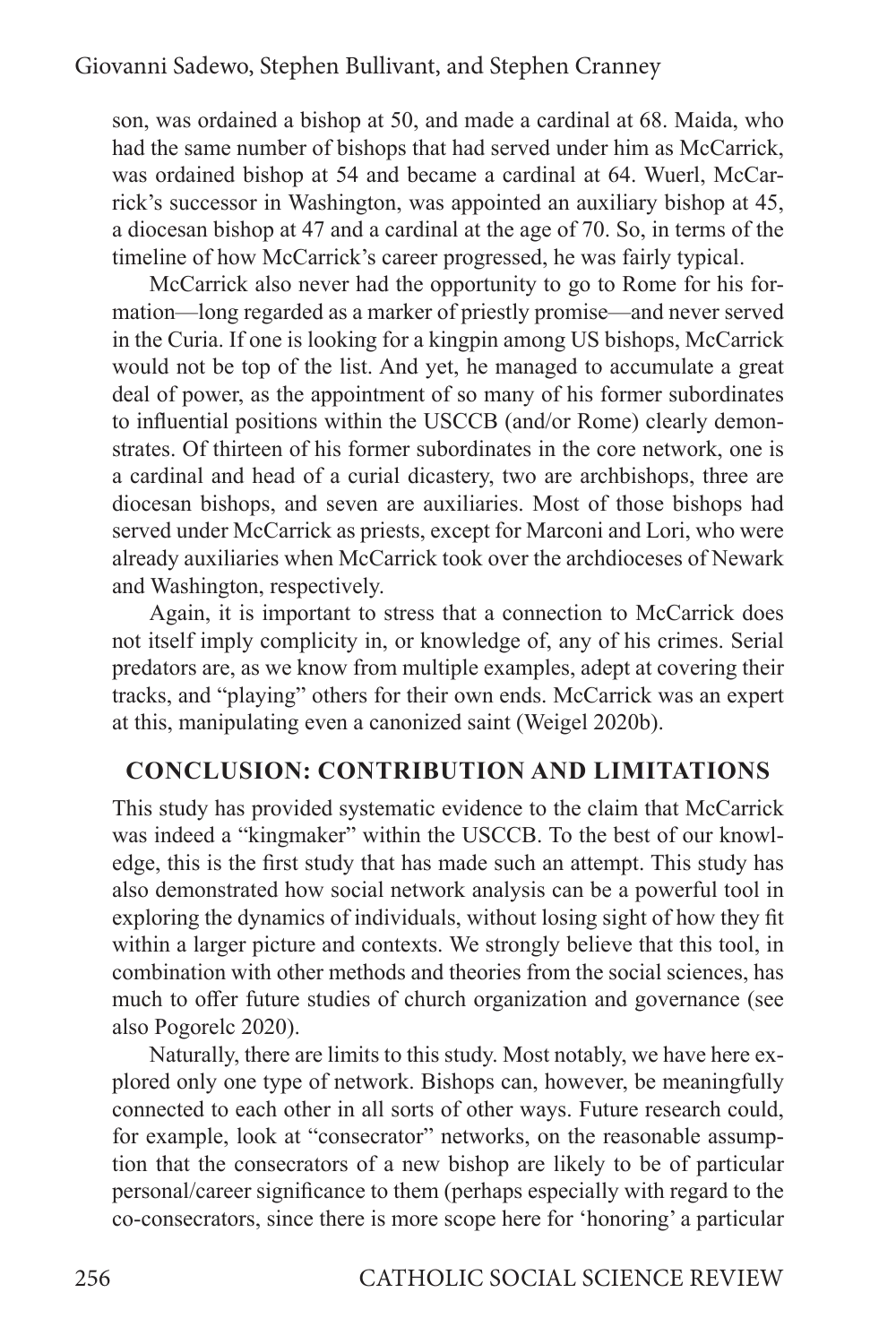son, was ordained a bishop at 50, and made a cardinal at 68. Maida, who had the same number of bishops that had served under him as McCarrick, was ordained bishop at 54 and became a cardinal at 64. Wuerl, McCarrick's successor in Washington, was appointed an auxiliary bishop at 45, a diocesan bishop at 47 and a cardinal at the age of 70. So, in terms of the timeline of how McCarrick's career progressed, he was fairly typical.

McCarrick also never had the opportunity to go to Rome for his formation—long regarded as a marker of priestly promise—and never served in the Curia. If one is looking for a kingpin among US bishops, McCarrick would not be top of the list. And yet, he managed to accumulate a great deal of power, as the appointment of so many of his former subordinates to influential positions within the USCCB (and/or Rome) clearly demonstrates. Of thirteen of his former subordinates in the core network, one is a cardinal and head of a curial dicastery, two are archbishops, three are diocesan bishops, and seven are auxiliaries. Most of those bishops had served under McCarrick as priests, except for Marconi and Lori, who were already auxiliaries when McCarrick took over the archdioceses of Newark and Washington, respectively.

Again, it is important to stress that a connection to McCarrick does not itself imply complicity in, or knowledge of, any of his crimes. Serial predators are, as we know from multiple examples, adept at covering their tracks, and "playing" others for their own ends. McCarrick was an expert at this, manipulating even a canonized saint (Weigel 2020b).

## CONCLUSION: CONTRIBUTION AND LIMITATIONS

This study has provided systematic evidence to the claim that McCarrick was indeed a "kingmaker" within the USCCB. To the best of our knowledge, this is the first study that has made such an attempt. This study has also demonstrated how social network analysis can be a powerful tool in exploring the dynamics of individuals, without losing sight of how they fit within a larger picture and contexts. We strongly believe that this tool, in combination with other methods and theories from the social sciences, has much to offer future studies of church organization and governance (see also Pogorelc 2020).

Naturally, there are limits to this study. Most notably, we have here explored only one type of network. Bishops can, however, be meaningfully connected to each other in all sorts of other ways. Future research could, for example, look at "consecrator" networks, on the reasonable assumption that the consecrators of a new bishop are likely to be of particular personal/career significance to them (perhaps especially with regard to the co-consecrators, since there is more scope here for 'honoring' a particular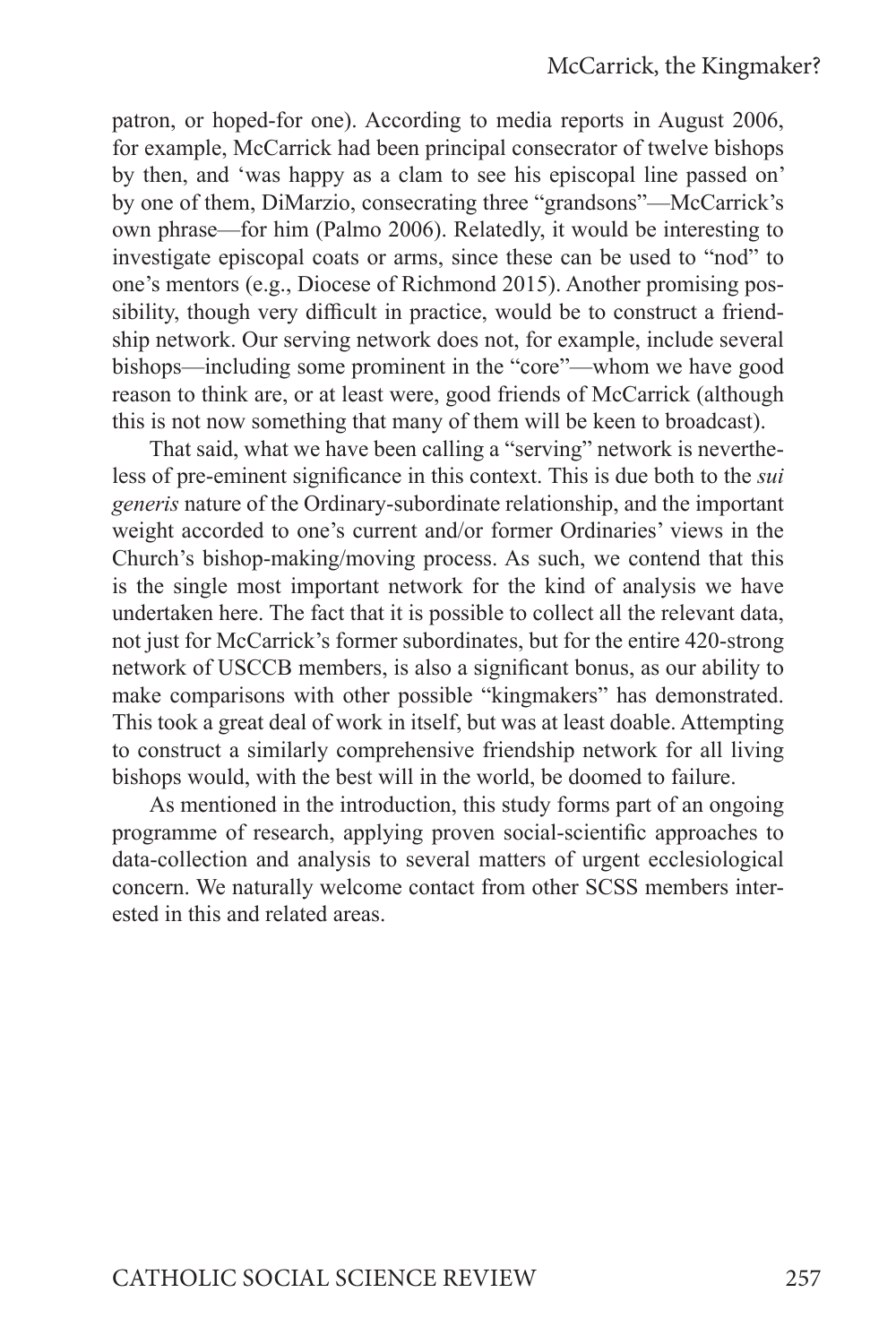patron, or hoped-for one). According to media reports in August 2006, for example, McCarrick had been principal consecrator of twelve bishops by then, and 'was happy as a clam to see his episcopal line passed on' by one of them, DiMarzio, consecrating three "grandsons"—McCarrick's own phrase—for him (Palmo 2006). Relatedly, it would be interesting to investigate episcopal coats or arms, since these can be used to "nod" to one's mentors (e.g., Diocese of Richmond 2015). Another promising possibility, though very difficult in practice, would be to construct a friendship network. Our serving network does not, for example, include several bishops—including some prominent in the "core"—whom we have good reason to think are, or at least were, good friends of McCarrick (although this is not now something that many of them will be keen to broadcast).

That said, what we have been calling a "serving" network is nevertheless of pre-eminent significance in this context. This is due both to the *sui generis* nature of the Ordinary-subordinate relationship, and the important weight accorded to one's current and/or former Ordinaries' views in the Church's bishop-making/moving process. As such, we contend that this is the single most important network for the kind of analysis we have undertaken here. The fact that it is possible to collect all the relevant data, not just for McCarrick's former subordinates, but for the entire 420-strong network of USCCB members, is also a significant bonus, as our ability to make comparisons with other possible "kingmakers" has demonstrated. This took a great deal of work in itself, but was at least doable. Attempting to construct a similarly comprehensive friendship network for all living bishops would, with the best will in the world, be doomed to failure.

As mentioned in the introduction, this study forms part of an ongoing programme of research, applying proven social-scientific approaches to data-collection and analysis to several matters of urgent ecclesiological concern. We naturally welcome contact from other SCSS members interested in this and related areas.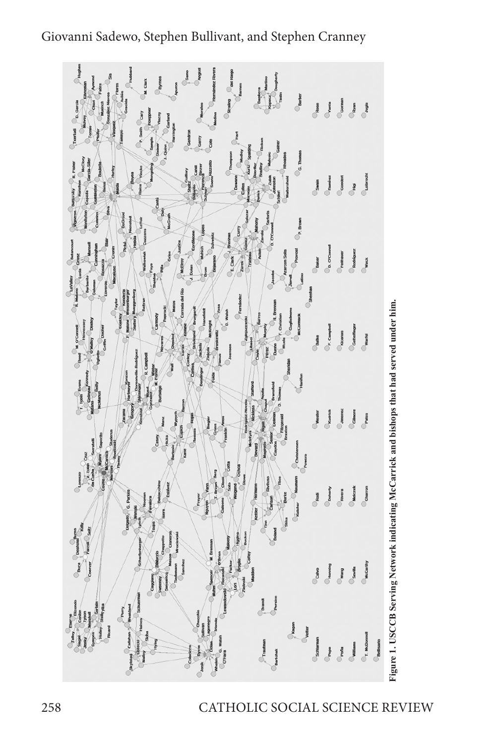Figure 1. USCCB Serving Network indicating McCarrick and bishops that had served under him.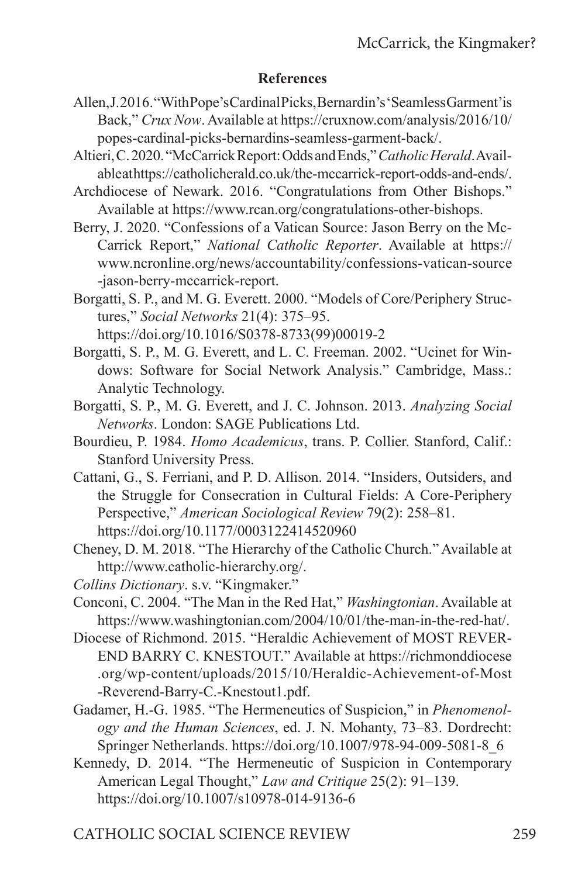**References**

Allen, J. 2016. "With Pope's Cardinal Picks, Bernardin's 'Seamless Garment' is Back," *Crux Now*. Available at https://cruxnow.com/analysis/2016/10/popes-cardinal-picks-bernardins-seamless-garment-back/.

Altieri, C. 2020. "McCarrick Report: Odds and Ends," *Catholic Herald*. Available at https://catholicherald.co.uk/the-mccarrick-report-odds-and-ends/.

Archdiocese of Newark. 2016. "Congratulations from Other Bishops." Available at https://www.rcan.org/congratulations-other-bishops.

Berry, J. 2020. "Confessions of a Vatican Source: Jason Berry on the McCarrick Report," *National Catholic Reporter*. Available at https://www.ncronline.org/news/accountability/confessions-vatican-source-jason-berry-mccarrick-report.

Borgatti, S. P., and M. G. Everett. 2000. "Models of Core/Periphery Structures," *Social Networks* 21(4): 375–95. https://doi.org/10.1016/S0378-8733(99)00019-2

Borgatti, S. P., M. G. Everett, and L. C. Freeman. 2002. "Ucinet for Windows: Software for Social Network Analysis." Cambridge, Mass.: Analytic Technology.

Borgatti, S. P., M. G. Everett, and J. C. Johnson. 2013. *Analyzing Social Networks*. London: SAGE Publications Ltd.

Bourdieu, P. 1984. *Homo Academicus*, trans. P. Collier. Stanford, Calif.: Stanford University Press.

Cattani, G., S. Ferriani, and P. D. Allison. 2014. "Insiders, Outsiders, and the Struggle for Consecration in Cultural Fields: A Core-Periphery Perspective," *American Sociological Review* 79(2): 258–81. https://doi.org/10.1177/0003122414520960

Cheney, D. M. 2018. "The Hierarchy of the Catholic Church." Available at http://www.catholic-hierarchy.org/.

*Collins Dictionary*. s.v. "Kingmaker."

Conconi, C. 2004. "The Man in the Red Hat," *Washingtonian*. Available at https://www.washingtonian.com/2004/10/01/the-man-in-the-red-hat/.

Diocese of Richmond. 2015. "Heraldic Achievement of MOST REVEREND BARRY C. KNESTOUT." Available at https://richmonddiocese.org/wp-content/uploads/2015/10/Heraldic-Achievement-of-Most-Reverend-Barry-C.-Knestout1.pdf.

Gadamer, H.-G. 1985. "The Hermeneutics of Suspicion," in *Phenomenology and the Human Sciences*, ed. J. N. Mohanty, 73–83. Dordrecht: Springer Netherlands. https://doi.org/10.1007/978-94-009-5081-8_6

Kennedy, D. 2014. "The Hermeneutic of Suspicion in Contemporary American Legal Thought," *Law and Critique* 25(2): 91–139. https://doi.org/10.1007/s10978-014-9136-6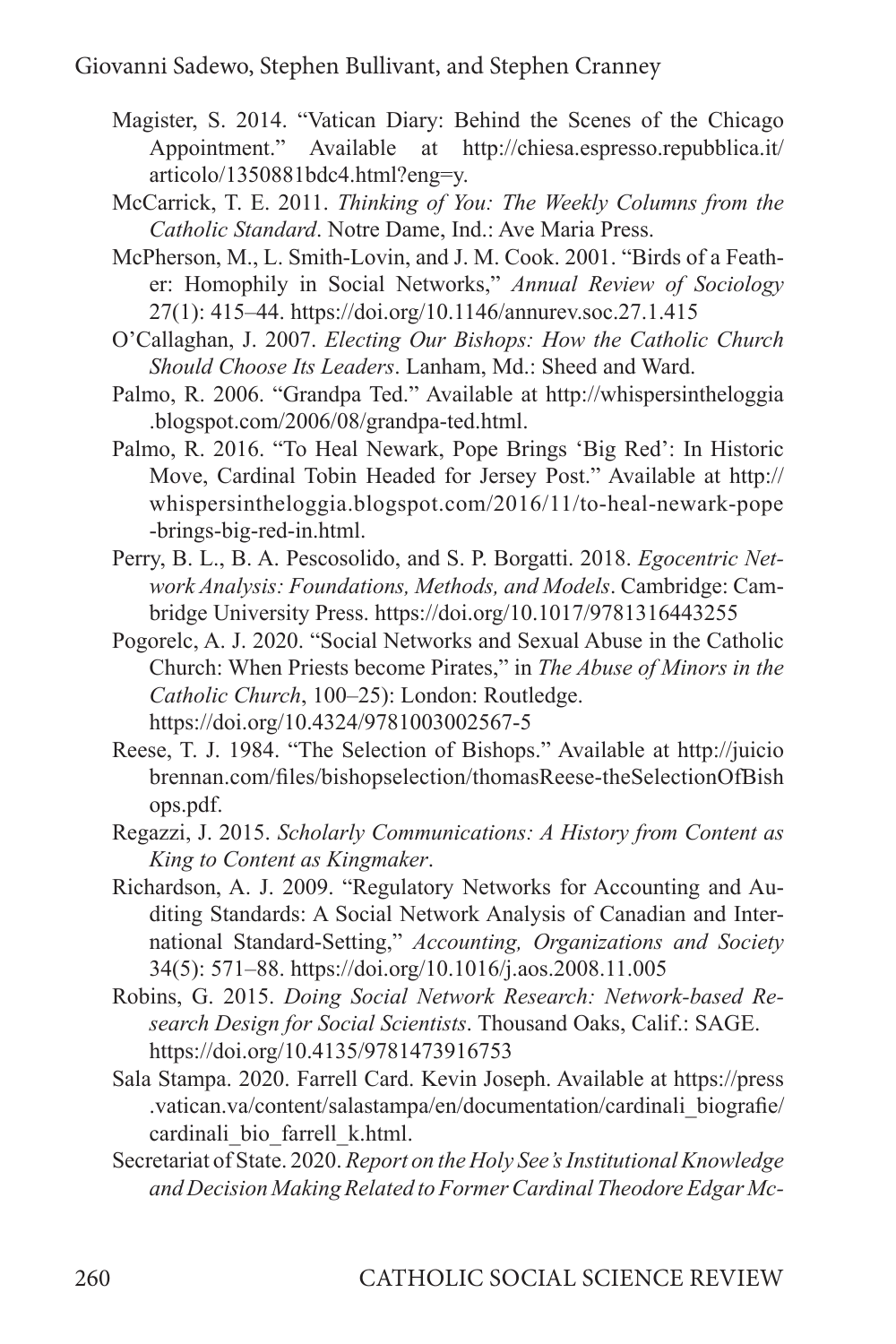Magister, S. 2014. "Vatican Diary: Behind the Scenes of the Chicago Appointment." Available at http://chiesa.espresso.repubblica.it/articolo/1350881bdc4.html?eng=y.

McCarrick, T. E. 2011. *Thinking of You: The Weekly Columns from the Catholic Standard*. Notre Dame, Ind.: Ave Maria Press.

McPherson, M., L. Smith-Lovin, and J. M. Cook. 2001. "Birds of a Feather: Homophily in Social Networks," *Annual Review of Sociology* 27(1): 415–44. https://doi.org/10.1146/annurev.soc.27.1.415

O'Callaghan, J. 2007. *Electing Our Bishops: How the Catholic Church Should Choose Its Leaders*. Lanham, Md.: Sheed and Ward.

Palmo, R. 2006. "Grandpa Ted." Available at http://whispersintheloggia.blogspot.com/2006/08/grandpa-ted.html.

Palmo, R. 2016. "To Heal Newark, Pope Brings 'Big Red': In Historic Move, Cardinal Tobin Headed for Jersey Post." Available at http://whispersintheloggia.blogspot.com/2016/11/to-heal-newark-pope-brings-big-red-in.html.

Perry, B. L., B. A. Pescosolido, and S. P. Borgatti. 2018. *Egocentric Network Analysis: Foundations, Methods, and Models*. Cambridge: Cambridge University Press. https://doi.org/10.1017/9781316443255

Pogorelc, A. J. 2020. "Social Networks and Sexual Abuse in the Catholic Church: When Priests become Pirates," in *The Abuse of Minors in the Catholic Church*, 100–25): London: Routledge. https://doi.org/10.4324/9781003002567-5

Reese, T. J. 1984. "The Selection of Bishops." Available at http://juiciobrennan.com/files/bishopselection/thomasReese-theSelectionOfBishops.pdf.

Regazzi, J. 2015. *Scholarly Communications: A History from Content as King to Content as Kingmaker*.

Richardson, A. J. 2009. "Regulatory Networks for Accounting and Auditing Standards: A Social Network Analysis of Canadian and International Standard-Setting," *Accounting, Organizations and Society* 34(5): 571–88. https://doi.org/10.1016/j.aos.2008.11.005

Robins, G. 2015. *Doing Social Network Research: Network-based Research Design for Social Scientists*. Thousand Oaks, Calif.: SAGE. https://doi.org/10.4135/9781473916753

Sala Stampa. 2020. Farrell Card. Kevin Joseph. Available at https://press.vatican.va/content/salastampa/en/documentation/cardinali_biografie/cardinali_bio_farrell_k.html.

Secretariat of State. 2020. *Report on the Holy See's Institutional Knowledge and Decision Making Related to Former Cardinal Theodore Edgar Mc-*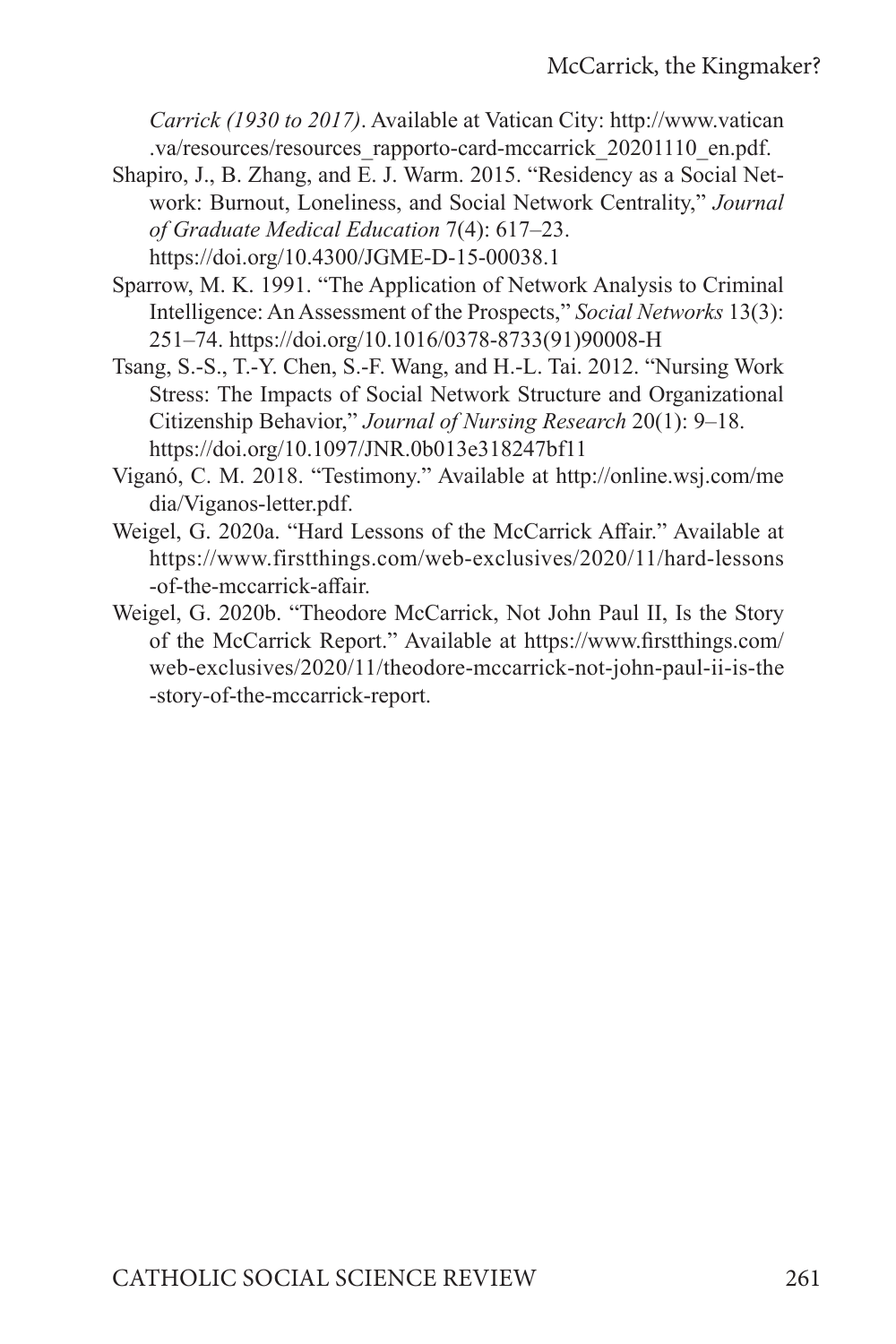*Carrick (1930 to 2017)*. Available at Vatican City: http://www.vatican.va/resources/resources_rapporto-card-mccarrick_20201110_en.pdf.

Shapiro, J., B. Zhang, and E. J. Warm. 2015. "Residency as a Social Network: Burnout, Loneliness, and Social Network Centrality," *Journal of Graduate Medical Education* 7(4): 617–23. https://doi.org/10.4300/JGME-D-15-00038.1

Sparrow, M. K. 1991. "The Application of Network Analysis to Criminal Intelligence: An Assessment of the Prospects," *Social Networks* 13(3): 251–74. https://doi.org/10.1016/0378-8733(91)90008-H

Tsang, S.-S., T.-Y. Chen, S.-F. Wang, and H.-L. Tai. 2012. "Nursing Work Stress: The Impacts of Social Network Structure and Organizational Citizenship Behavior," *Journal of Nursing Research* 20(1): 9–18. https://doi.org/10.1097/JNR.0b013e318247bf11

Viganó, C. M. 2018. "Testimony." Available at http://online.wsj.com/media/Viganos-letter.pdf.

Weigel, G. 2020a. "Hard Lessons of the McCarrick Affair." Available at https://www.firstthings.com/web-exclusives/2020/11/hard-lessons-of-the-mccarrick-affair.

Weigel, G. 2020b. "Theodore McCarrick, Not John Paul II, Is the Story of the McCarrick Report." Available at https://www.firstthings.com/web-exclusives/2020/11/theodore-mccarrick-not-john-paul-ii-is-the-story-of-the-mccarrick-report.